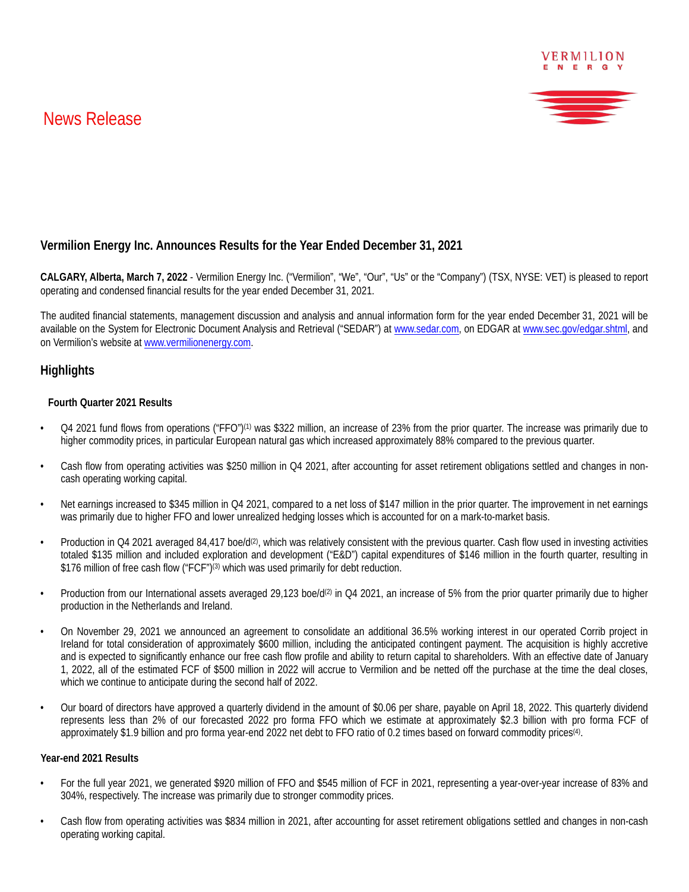# News Release

## Vermilion Energy Inc. Announces Results for the Year Ended December 31, 2021

**CALGARY, Alberta, March 7, 2022** - Vermilion Energy Inc. ("Vermilion", "We", "Our", "Us" or the "Company") (TSX, NYSE: VET) is pleased to report operating and condensed financial results for the year ended December 31, 2021.

The audited financial statements, management discussion and analysis and annual information form for the year ended December 31, 2021 will be available on the System for Electronic Document Analysis and Retrieval ("SEDAR") at www.sedar.com, on EDGAR at www.sec.gov/edgar.shtml, and on Vermilion's website at www.vermilionenergy.com.

## Highlights

### Fourth Quarter 2021 Results

- Q4 2021 fund flows from operations ("FFO")(1) was $322 million, an increase of 23% from the prior quarter. The increase was primarily due to higher commodity prices, in particular European natural gas which increased approximately 88% compared to the previous quarter.
- Cash flow from operating activities was $250 million in Q4 2021, after accounting for asset retirement obligations settled and changes in non-cash operating working capital.
- Net earnings increased to $345 million in Q4 2021, compared to a net loss of $147 million in the prior quarter. The improvement in net earnings was primarily due to higher FFO and lower unrealized hedging losses which is accounted for on a mark-to-market basis.
- Production in Q4 2021 averaged 84,417 boe/d(2), which was relatively consistent with the previous quarter. Cash flow used in investing activities totaled $135 million and included exploration and development ("E&D") capital expenditures of $146 million in the fourth quarter, resulting in $176 million of free cash flow ("FCF")(3) which was used primarily for debt reduction.
- Production from our International assets averaged 29,123 boe/d(2) in Q4 2021, an increase of 5% from the prior quarter primarily due to higher production in the Netherlands and Ireland.
- On November 29, 2021 we announced an agreement to consolidate an additional 36.5% working interest in our operated Corrib project in Ireland for total consideration of approximately $600 million, including the anticipated contingent payment. The acquisition is highly accretive and is expected to significantly enhance our free cash flow profile and ability to return capital to shareholders. With an effective date of January 1, 2022, all of the estimated FCF of $500 million in 2022 will accrue to Vermilion and be netted off the purchase at the time the deal closes, which we continue to anticipate during the second half of 2022.
- Our board of directors have approved a quarterly dividend in the amount of $0.06 per share, payable on April 18, 2022. This quarterly dividend represents less than 2% of our forecasted 2022 pro forma FFO which we estimate at approximately $2.3 billion with pro forma FCF of approximately $1.9 billion and pro forma year-end 2022 net debt to FFO ratio of 0.2 times based on forward commodity prices(4).

### Year-end 2021 Results

- For the full year 2021, we generated $920 million of FFO and $545 million of FCF in 2021, representing a year-over-year increase of 83% and 304%, respectively. The increase was primarily due to stronger commodity prices.
- Cash flow from operating activities was $834 million in 2021, after accounting for asset retirement obligations settled and changes in non-cash operating working capital.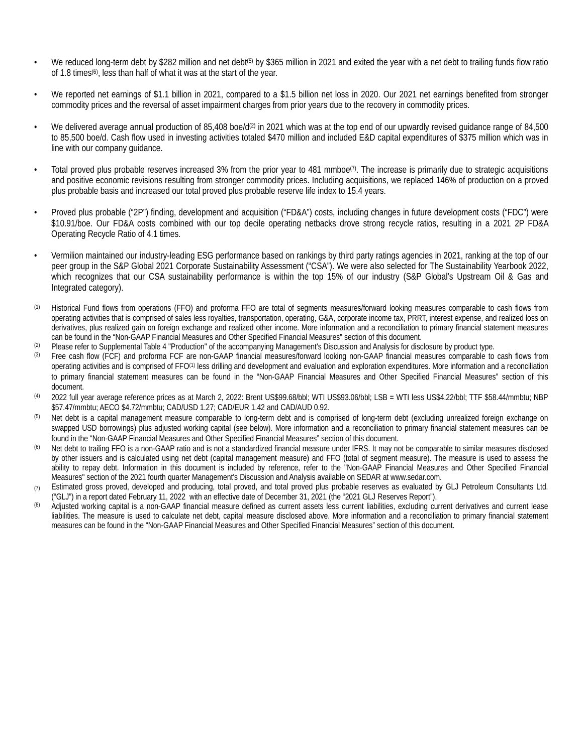- We reduced long-term debt by $282 million and net debt[5] by $365 million in 2021 and exited the year with a net debt to trailing funds flow ratio of 1.8 times[6], less than half of what it was at the start of the year.

- We reported net earnings of $1.1 billion in 2021, compared to a $1.5 billion net loss in 2020. Our 2021 net earnings benefited from stronger commodity prices and the reversal of asset impairment charges from prior years due to the recovery in commodity prices.

- We delivered average annual production of 85,408 boe/d[2] in 2021 which was at the top end of our upwardly revised guidance range of 84,500 to 85,500 boe/d. Cash flow used in investing activities totaled $470 million and included E&D capital expenditures of $375 million which was in line with our company guidance.

- Total proved plus probable reserves increased 3% from the prior year to 481 mmboe[7]. The increase is primarily due to strategic acquisitions and positive economic revisions resulting from stronger commodity prices. Including acquisitions, we replaced 146% of production on a proved plus probable basis and increased our total proved plus probable reserve life index to 15.4 years.

- Proved plus probable ("2P") finding, development and acquisition ("FD&A") costs, including changes in future development costs ("FDC") were $10.91/boe. Our FD&A costs combined with our top decile operating netbacks drove strong recycle ratios, resulting in a 2021 2P FD&A Operating Recycle Ratio of 4.1 times.

- Vermilion maintained our industry-leading ESG performance based on rankings by third party ratings agencies in 2021, ranking at the top of our peer group in the S&P Global 2021 Corporate Sustainability Assessment ("CSA"). We were also selected for The Sustainability Yearbook 2022, which recognizes that our CSA sustainability performance is within the top 15% of our industry (S&P Global's Upstream Oil & Gas and Integrated category).

(1) Historical Fund flows from operations (FFO) and proforma FFO are total of segments measures/forward looking measures comparable to cash flows from operating activities that is comprised of sales less royalties, transportation, operating, G&A, corporate income tax, PRRT, interest expense, and realized loss on derivatives, plus realized gain on foreign exchange and realized other income. More information and a reconciliation to primary financial statement measures can be found in the "Non-GAAP Financial Measures and Other Specified Financial Measures" section of this document.

(2) Please refer to Supplemental Table 4 "Production" of the accompanying Management's Discussion and Analysis for disclosure by product type.

(3) Free cash flow (FCF) and proforma FCF are non-GAAP financial measures/forward looking non-GAAP financial measures comparable to cash flows from operating activities and is comprised of FFO[1] less drilling and development and evaluation and exploration expenditures. More information and a reconciliation to primary financial statement measures can be found in the "Non-GAAP Financial Measures and Other Specified Financial Measures" section of this document.

(4) 2022 full year average reference prices as at March 2, 2022: Brent US$99.68/bbl; WTI US$93.06/bbl; LSB = WTI less US$4.22/bbl; TTF $58.44/mmbtu; NBP $57.47/mmbtu; AECO $4.72/mmbtu; CAD/USD 1.27; CAD/EUR 1.42 and CAD/AUD 0.92.

(5) Net debt is a capital management measure comparable to long-term debt and is comprised of long-term debt (excluding unrealized foreign exchange on swapped USD borrowings) plus adjusted working capital (see below). More information and a reconciliation to primary financial statement measures can be found in the "Non-GAAP Financial Measures and Other Specified Financial Measures" section of this document.

(6) Net debt to trailing FFO is a non-GAAP ratio and is not a standardized financial measure under IFRS. It may not be comparable to similar measures disclosed by other issuers and is calculated using net debt (capital management measure) and FFO (total of segment measure). The measure is used to assess the ability to repay debt. Information in this document is included by reference, refer to the "Non-GAAP Financial Measures and Other Specified Financial Measures" section of the 2021 fourth quarter Management's Discussion and Analysis available on SEDAR at www.sedar.com.

(7) Estimated gross proved, developed and producing, total proved, and total proved plus probable reserves as evaluated by GLJ Petroleum Consultants Ltd. ("GLJ") in a report dated February 11, 2022 with an effective date of December 31, 2021 (the "2021 GLJ Reserves Report").

(8) Adjusted working capital is a non-GAAP financial measure defined as current assets less current liabilities, excluding current derivatives and current lease liabilities. The measure is used to calculate net debt, capital measure disclosed above. More information and a reconciliation to primary financial statement measures can be found in the "Non-GAAP Financial Measures and Other Specified Financial Measures" section of this document.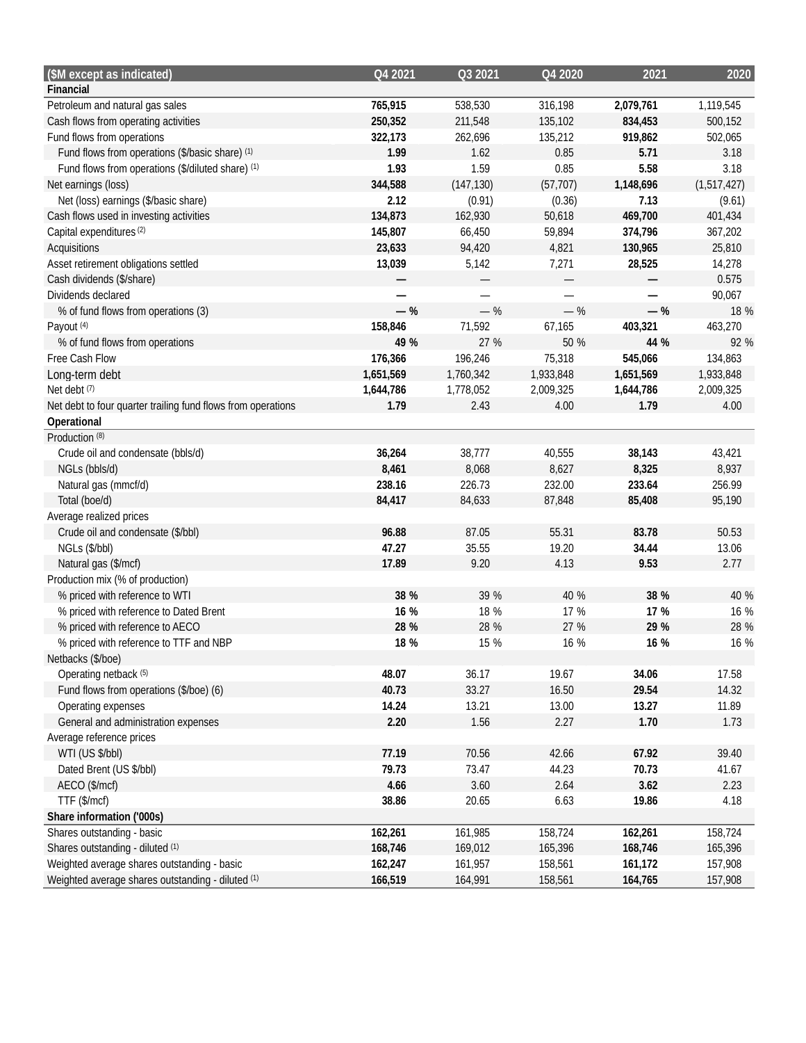| ($M except as indicated) | Q4 2021 | Q3 2021 | Q4 2020 | 2021 | 2020 |
|---|---|---|---|---|---|
| **Financial** | | | | | |
| Petroleum and natural gas sales | **765,915** | 538,530 | 316,198 | **2,079,761** | 1,119,545 |
| Cash flows from operating activities | **250,352** | 211,548 | 135,102 | **834,453** | 500,152 |
| Fund flows from operations | **322,173** | 262,696 | 135,212 | **919,862** | 502,065 |
| Fund flows from operations ($/basic share) (1) | **1.99** | 1.62 | 0.85 | **5.71** | 3.18 |
| Fund flows from operations ($/diluted share) (1) | **1.93** | 1.59 | 0.85 | **5.58** | 3.18 |
| Net earnings (loss) | **344,588** | (147,130) | (57,707) | **1,148,696** | (1,517,427) |
| Net (loss) earnings ($/basic share) | **2.12** | (0.91) | (0.36) | **7.13** | (9.61) |
| Cash flows used in investing activities | **134,873** | 162,930 | 50,618 | **469,700** | 401,434 |
| Capital expenditures (2) | **145,807** | 66,450 | 59,894 | **374,796** | 367,202 |
| Acquisitions | **23,633** | 94,420 | 4,821 | **130,965** | 25,810 |
| Asset retirement obligations settled | **13,039** | 5,142 | 7,271 | **28,525** | 14,278 |
| Cash dividends ($/share) | **—** | — | — | **—** | 0.575 |
| Dividends declared | **—** | — | — | **—** | 90,067 |
| % of fund flows from operations (3) | **— %** | — % | — % | **— %** | 18 % |
| Payout (4) | **158,846** | 71,592 | 67,165 | **403,321** | 463,270 |
| % of fund flows from operations | **49 %** | 27 % | 50 % | **44 %** | 92 % |
| Free Cash Flow | **176,366** | 196,246 | 75,318 | **545,066** | 134,863 |
| Long-term debt | **1,651,569** | 1,760,342 | 1,933,848 | **1,651,569** | 1,933,848 |
| Net debt (7) | **1,644,786** | 1,778,052 | 2,009,325 | **1,644,786** | 2,009,325 |
| Net debt to four quarter trailing fund flows from operations | **1.79** | 2.43 | 4.00 | **1.79** | 4.00 |
| **Operational** | | | | | |
| Production (8) | | | | | |
| Crude oil and condensate (bbls/d) | **36,264** | 38,777 | 40,555 | **38,143** | 43,421 |
| NGLs (bbls/d) | **8,461** | 8,068 | 8,627 | **8,325** | 8,937 |
| Natural gas (mmcf/d) | **238.16** | 226.73 | 232.00 | **233.64** | 256.99 |
| Total (boe/d) | **84,417** | 84,633 | 87,848 | **85,408** | 95,190 |
| Average realized prices | | | | | |
| Crude oil and condensate ($/bbl) | **96.88** | 87.05 | 55.31 | **83.78** | 50.53 |
| NGLs ($/bbl) | **47.27** | 35.55 | 19.20 | **34.44** | 13.06 |
| Natural gas ($/mcf) | **17.89** | 9.20 | 4.13 | **9.53** | 2.77 |
| Production mix (% of production) | | | | | |
| % priced with reference to WTI | **38 %** | 39 % | 40 % | **38 %** | 40 % |
| % priced with reference to Dated Brent | **16 %** | 18 % | 17 % | **17 %** | 16 % |
| % priced with reference to AECO | **28 %** | 28 % | 27 % | **29 %** | 28 % |
| % priced with reference to TTF and NBP | **18 %** | 15 % | 16 % | **16 %** | 16 % |
| Netbacks ($/boe) | | | | | |
| Operating netback (5) | **48.07** | 36.17 | 19.67 | **34.06** | 17.58 |
| Fund flows from operations ($/boe) (6) | **40.73** | 33.27 | 16.50 | **29.54** | 14.32 |
| Operating expenses | **14.24** | 13.21 | 13.00 | **13.27** | 11.89 |
| General and administration expenses | **2.20** | 1.56 | 2.27 | **1.70** | 1.73 |
| Average reference prices | | | | | |
| WTI (US $/bbl) | **77.19** | 70.56 | 42.66 | **67.92** | 39.40 |
| Dated Brent (US $/bbl) | **79.73** | 73.47 | 44.23 | **70.73** | 41.67 |
| AECO ($/mcf) | **4.66** | 3.60 | 2.64 | **3.62** | 2.23 |
| TTF ($/mcf) | **38.86** | 20.65 | 6.63 | **19.86** | 4.18 |
| **Share information ('000s)** | | | | | |
| Shares outstanding - basic | **162,261** | 161,985 | 158,724 | **162,261** | 158,724 |
| Shares outstanding - diluted (1) | **168,746** | 169,012 | 165,396 | **168,746** | 165,396 |
| Weighted average shares outstanding - basic | **162,247** | 161,957 | 158,561 | **161,172** | 157,908 |
| Weighted average shares outstanding - diluted (1) | **166,519** | 164,991 | 158,561 | **164,765** | 157,908 |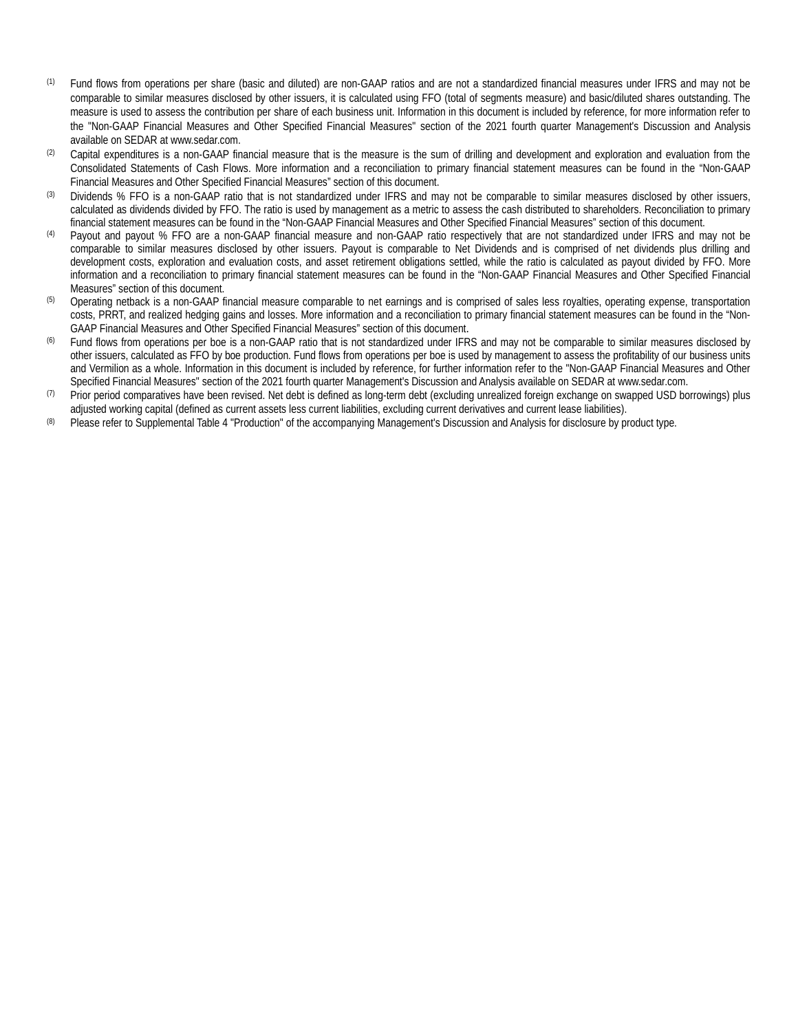(1) Fund flows from operations per share (basic and diluted) are non-GAAP ratios and are not a standardized financial measures under IFRS and may not be comparable to similar measures disclosed by other issuers, it is calculated using FFO (total of segments measure) and basic/diluted shares outstanding. The measure is used to assess the contribution per share of each business unit. Information in this document is included by reference, for more information refer to the "Non-GAAP Financial Measures and Other Specified Financial Measures" section of the 2021 fourth quarter Management's Discussion and Analysis available on SEDAR at www.sedar.com.

(2) Capital expenditures is a non-GAAP financial measure that is the measure is the sum of drilling and development and exploration and evaluation from the Consolidated Statements of Cash Flows. More information and a reconciliation to primary financial statement measures can be found in the "Non-GAAP Financial Measures and Other Specified Financial Measures" section of this document.

(3) Dividends % FFO is a non-GAAP ratio that is not standardized under IFRS and may not be comparable to similar measures disclosed by other issuers, calculated as dividends divided by FFO. The ratio is used by management as a metric to assess the cash distributed to shareholders. Reconciliation to primary financial statement measures can be found in the "Non-GAAP Financial Measures and Other Specified Financial Measures" section of this document.

(4) Payout and payout % FFO are a non-GAAP financial measure and non-GAAP ratio respectively that are not standardized under IFRS and may not be comparable to similar measures disclosed by other issuers. Payout is comparable to Net Dividends and is comprised of net dividends plus drilling and development costs, exploration and evaluation costs, and asset retirement obligations settled, while the ratio is calculated as payout divided by FFO. More information and a reconciliation to primary financial statement measures can be found in the "Non-GAAP Financial Measures and Other Specified Financial Measures" section of this document.

(5) Operating netback is a non-GAAP financial measure comparable to net earnings and is comprised of sales less royalties, operating expense, transportation costs, PRRT, and realized hedging gains and losses. More information and a reconciliation to primary financial statement measures can be found in the "Non-GAAP Financial Measures and Other Specified Financial Measures" section of this document.

(6) Fund flows from operations per boe is a non-GAAP ratio that is not standardized under IFRS and may not be comparable to similar measures disclosed by other issuers, calculated as FFO by boe production. Fund flows from operations per boe is used by management to assess the profitability of our business units and Vermilion as a whole. Information in this document is included by reference, for further information refer to the "Non-GAAP Financial Measures and Other Specified Financial Measures" section of the 2021 fourth quarter Management's Discussion and Analysis available on SEDAR at www.sedar.com.

(7) Prior period comparatives have been revised. Net debt is defined as long-term debt (excluding unrealized foreign exchange on swapped USD borrowings) plus adjusted working capital (defined as current assets less current liabilities, excluding current derivatives and current lease liabilities).

(8) Please refer to Supplemental Table 4 "Production" of the accompanying Management's Discussion and Analysis for disclosure by product type.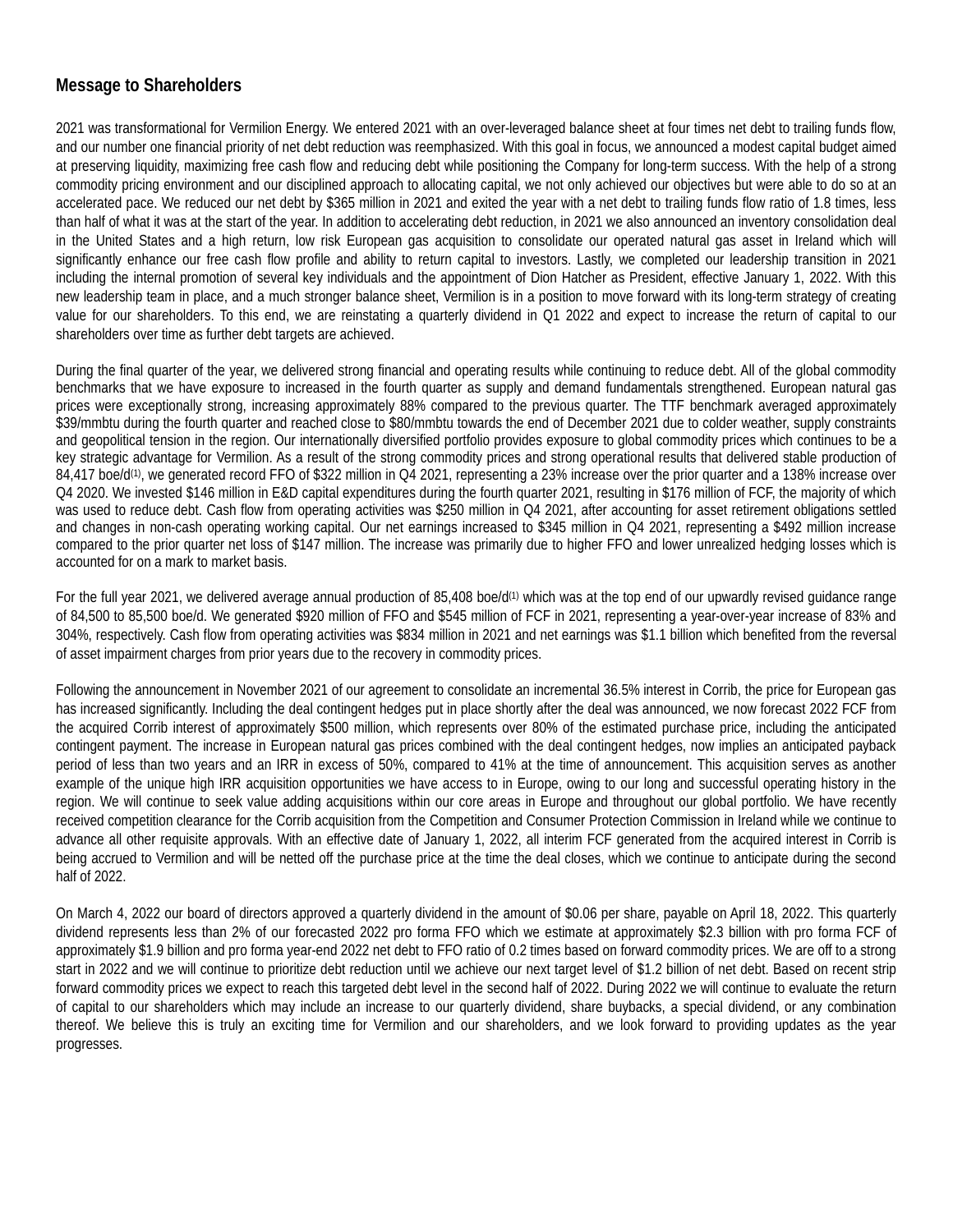## Message to Shareholders

2021 was transformational for Vermilion Energy. We entered 2021 with an over-leveraged balance sheet at four times net debt to trailing funds flow, and our number one financial priority of net debt reduction was reemphasized. With this goal in focus, we announced a modest capital budget aimed at preserving liquidity, maximizing free cash flow and reducing debt while positioning the Company for long-term success. With the help of a strong commodity pricing environment and our disciplined approach to allocating capital, we not only achieved our objectives but were able to do so at an accelerated pace. We reduced our net debt by $365 million in 2021 and exited the year with a net debt to trailing funds flow ratio of 1.8 times, less than half of what it was at the start of the year. In addition to accelerating debt reduction, in 2021 we also announced an inventory consolidation deal in the United States and a high return, low risk European gas acquisition to consolidate our operated natural gas asset in Ireland which will significantly enhance our free cash flow profile and ability to return capital to investors. Lastly, we completed our leadership transition in 2021 including the internal promotion of several key individuals and the appointment of Dion Hatcher as President, effective January 1, 2022. With this new leadership team in place, and a much stronger balance sheet, Vermilion is in a position to move forward with its long-term strategy of creating value for our shareholders. To this end, we are reinstating a quarterly dividend in Q1 2022 and expect to increase the return of capital to our shareholders over time as further debt targets are achieved.

During the final quarter of the year, we delivered strong financial and operating results while continuing to reduce debt. All of the global commodity benchmarks that we have exposure to increased in the fourth quarter as supply and demand fundamentals strengthened. European natural gas prices were exceptionally strong, increasing approximately 88% compared to the previous quarter. The TTF benchmark averaged approximately $39/mmbtu during the fourth quarter and reached close to $80/mmbtu towards the end of December 2021 due to colder weather, supply constraints and geopolitical tension in the region. Our internationally diversified portfolio provides exposure to global commodity prices which continues to be a key strategic advantage for Vermilion. As a result of the strong commodity prices and strong operational results that delivered stable production of 84,417 boe/d[(1)], we generated record FFO of $322 million in Q4 2021, representing a 23% increase over the prior quarter and a 138% increase over Q4 2020. We invested $146 million in E&D capital expenditures during the fourth quarter 2021, resulting in $176 million of FCF, the majority of which was used to reduce debt. Cash flow from operating activities was $250 million in Q4 2021, after accounting for asset retirement obligations settled and changes in non-cash operating working capital. Our net earnings increased to $345 million in Q4 2021, representing a $492 million increase compared to the prior quarter net loss of $147 million. The increase was primarily due to higher FFO and lower unrealized hedging losses which is accounted for on a mark to market basis.

For the full year 2021, we delivered average annual production of 85,408 boe/d[(1)] which was at the top end of our upwardly revised guidance range of 84,500 to 85,500 boe/d. We generated $920 million of FFO and $545 million of FCF in 2021, representing a year-over-year increase of 83% and 304%, respectively. Cash flow from operating activities was $834 million in 2021 and net earnings was $1.1 billion which benefited from the reversal of asset impairment charges from prior years due to the recovery in commodity prices.

Following the announcement in November 2021 of our agreement to consolidate an incremental 36.5% interest in Corrib, the price for European gas has increased significantly. Including the deal contingent hedges put in place shortly after the deal was announced, we now forecast 2022 FCF from the acquired Corrib interest of approximately $500 million, which represents over 80% of the estimated purchase price, including the anticipated contingent payment. The increase in European natural gas prices combined with the deal contingent hedges, now implies an anticipated payback period of less than two years and an IRR in excess of 50%, compared to 41% at the time of announcement. This acquisition serves as another example of the unique high IRR acquisition opportunities we have access to in Europe, owing to our long and successful operating history in the region. We will continue to seek value adding acquisitions within our core areas in Europe and throughout our global portfolio. We have recently received competition clearance for the Corrib acquisition from the Competition and Consumer Protection Commission in Ireland while we continue to advance all other requisite approvals. With an effective date of January 1, 2022, all interim FCF generated from the acquired interest in Corrib is being accrued to Vermilion and will be netted off the purchase price at the time the deal closes, which we continue to anticipate during the second half of 2022.

On March 4, 2022 our board of directors approved a quarterly dividend in the amount of $0.06 per share, payable on April 18, 2022. This quarterly dividend represents less than 2% of our forecasted 2022 pro forma FFO which we estimate at approximately $2.3 billion with pro forma FCF of approximately $1.9 billion and pro forma year-end 2022 net debt to FFO ratio of 0.2 times based on forward commodity prices. We are off to a strong start in 2022 and we will continue to prioritize debt reduction until we achieve our next target level of $1.2 billion of net debt. Based on recent strip forward commodity prices we expect to reach this targeted debt level in the second half of 2022. During 2022 we will continue to evaluate the return of capital to our shareholders which may include an increase to our quarterly dividend, share buybacks, a special dividend, or any combination thereof. We believe this is truly an exciting time for Vermilion and our shareholders, and we look forward to providing updates as the year progresses.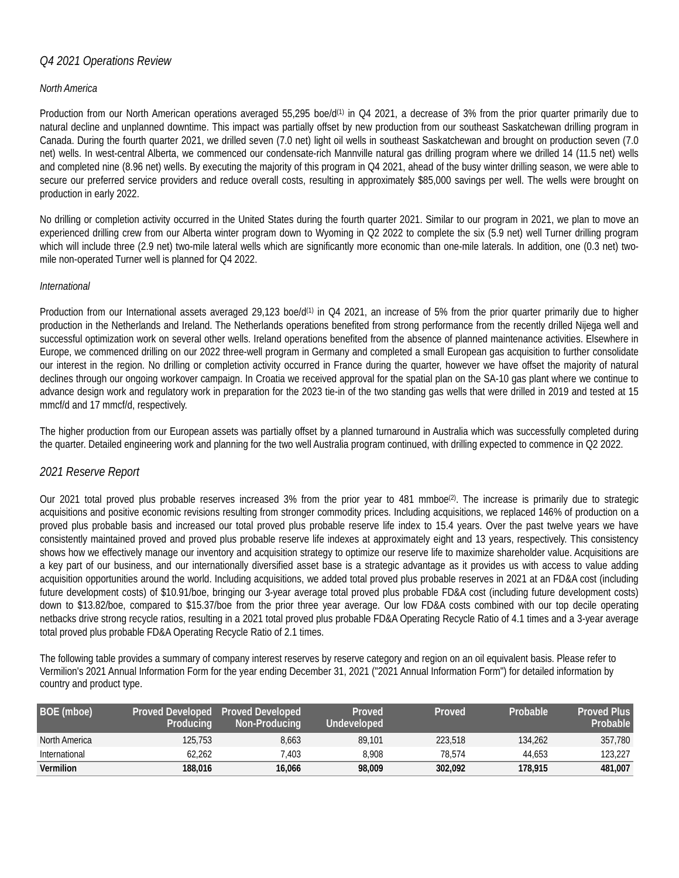## *Q4 2021 Operations Review*

*North America*

Production from our North American operations averaged 55,295 boe/d[(1)] in Q4 2021, a decrease of 3% from the prior quarter primarily due to natural decline and unplanned downtime. This impact was partially offset by new production from our southeast Saskatchewan drilling program in Canada. During the fourth quarter 2021, we drilled seven (7.0 net) light oil wells in southeast Saskatchewan and brought on production seven (7.0 net) wells. In west-central Alberta, we commenced our condensate-rich Mannville natural gas drilling program where we drilled 14 (11.5 net) wells and completed nine (8.96 net) wells. By executing the majority of this program in Q4 2021, ahead of the busy winter drilling season, we were able to secure our preferred service providers and reduce overall costs, resulting in approximately $85,000 savings per well. The wells were brought on production in early 2022.

No drilling or completion activity occurred in the United States during the fourth quarter 2021. Similar to our program in 2021, we plan to move an experienced drilling crew from our Alberta winter program down to Wyoming in Q2 2022 to complete the six (5.9 net) well Turner drilling program which will include three (2.9 net) two-mile lateral wells which are significantly more economic than one-mile laterals. In addition, one (0.3 net) two-mile non-operated Turner well is planned for Q4 2022.

*International*

Production from our International assets averaged 29,123 boe/d[(1)] in Q4 2021, an increase of 5% from the prior quarter primarily due to higher production in the Netherlands and Ireland. The Netherlands operations benefited from strong performance from the recently drilled Nijega well and successful optimization work on several other wells. Ireland operations benefited from the absence of planned maintenance activities. Elsewhere in Europe, we commenced drilling on our 2022 three-well program in Germany and completed a small European gas acquisition to further consolidate our interest in the region. No drilling or completion activity occurred in France during the quarter, however we have offset the majority of natural declines through our ongoing workover campaign. In Croatia we received approval for the spatial plan on the SA-10 gas plant where we continue to advance design work and regulatory work in preparation for the 2023 tie-in of the two standing gas wells that were drilled in 2019 and tested at 15 mmcf/d and 17 mmcf/d, respectively.

The higher production from our European assets was partially offset by a planned turnaround in Australia which was successfully completed during the quarter. Detailed engineering work and planning for the two well Australia program continued, with drilling expected to commence in Q2 2022.

## *2021 Reserve Report*

Our 2021 total proved plus probable reserves increased 3% from the prior year to 481 mmboe[(2)]. The increase is primarily due to strategic acquisitions and positive economic revisions resulting from stronger commodity prices. Including acquisitions, we replaced 146% of production on a proved plus probable basis and increased our total proved plus probable reserve life index to 15.4 years. Over the past twelve years we have consistently maintained proved and proved plus probable reserve life indexes at approximately eight and 13 years, respectively. This consistency shows how we effectively manage our inventory and acquisition strategy to optimize our reserve life to maximize shareholder value. Acquisitions are a key part of our business, and our internationally diversified asset base is a strategic advantage as it provides us with access to value adding acquisition opportunities around the world. Including acquisitions, we added total proved plus probable reserves in 2021 at an FD&A cost (including future development costs) of $10.91/boe, bringing our 3-year average total proved plus probable FD&A cost (including future development costs) down to $13.82/boe, compared to $15.37/boe from the prior three year average. Our low FD&A costs combined with our top decile operating netbacks drive strong recycle ratios, resulting in a 2021 total proved plus probable FD&A Operating Recycle Ratio of 4.1 times and a 3-year average total proved plus probable FD&A Operating Recycle Ratio of 2.1 times.

The following table provides a summary of company interest reserves by reserve category and region on an oil equivalent basis. Please refer to Vermilion's 2021 Annual Information Form for the year ending December 31, 2021 ("2021 Annual Information Form") for detailed information by country and product type.

| BOE (mboe) | Proved Developed Producing | Proved Developed Non-Producing | Proved Undeveloped | Proved | Probable | Proved Plus Probable |
|---|---|---|---|---|---|---|
| North America | 125,753 | 8,663 | 89,101 | 223,518 | 134,262 | 357,780 |
| International | 62,262 | 7,403 | 8,908 | 78,574 | 44,653 | 123,227 |
| **Vermilion** | **188,016** | **16,066** | **98,009** | **302,092** | **178,915** | **481,007** |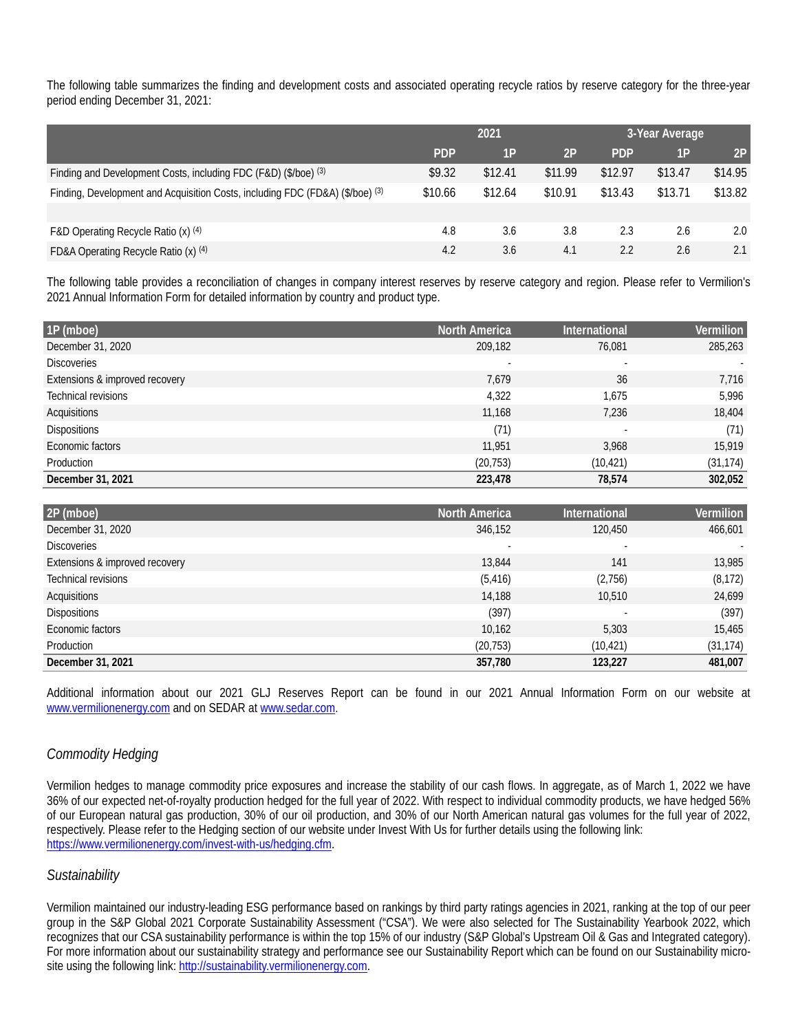The following table summarizes the finding and development costs and associated operating recycle ratios by reserve category for the three-year period ending December 31, 2021:

| | 2021 | | | 3-Year Average | | |
|---|---|---|---|---|---|---|
| | PDP | 1P | 2P | PDP | 1P | 2P |
| Finding and Development Costs, including FDC (F&D) ($/boe) [3] | $9.32 | $12.41 | $11.99 | $12.97 | $13.47 | $14.95 |
| Finding, Development and Acquisition Costs, including FDC (FD&A) ($/boe) [3] | $10.66 | $12.64 | $10.91 | $13.43 | $13.71 | $13.82 |
| | | | | | | |
| F&D Operating Recycle Ratio (x) [4] | 4.8 | 3.6 | 3.8 | 2.3 | 2.6 | 2.0 |
| FD&A Operating Recycle Ratio (x) [4] | 4.2 | 3.6 | 4.1 | 2.2 | 2.6 | 2.1 |

The following table provides a reconciliation of changes in company interest reserves by reserve category and region. Please refer to Vermilion's 2021 Annual Information Form for detailed information by country and product type.

| 1P (mboe) | North America | International | Vermilion |
|---|---|---|---|
| December 31, 2020 | 209,182 | 76,081 | 285,263 |
| Discoveries | - | - | - |
| Extensions & improved recovery | 7,679 | 36 | 7,716 |
| Technical revisions | 4,322 | 1,675 | 5,996 |
| Acquisitions | 11,168 | 7,236 | 18,404 |
| Dispositions | (71) | - | (71) |
| Economic factors | 11,951 | 3,968 | 15,919 |
| Production | (20,753) | (10,421) | (31,174) |
| **December 31, 2021** | **223,478** | **78,574** | **302,052** |

| 2P (mboe) | North America | International | Vermilion |
|---|---|---|---|
| December 31, 2020 | 346,152 | 120,450 | 466,601 |
| Discoveries | - | - | - |
| Extensions & improved recovery | 13,844 | 141 | 13,985 |
| Technical revisions | (5,416) | (2,756) | (8,172) |
| Acquisitions | 14,188 | 10,510 | 24,699 |
| Dispositions | (397) | - | (397) |
| Economic factors | 10,162 | 5,303 | 15,465 |
| Production | (20,753) | (10,421) | (31,174) |
| **December 31, 2021** | **357,780** | **123,227** | **481,007** |

Additional information about our 2021 GLJ Reserves Report can be found in our 2021 Annual Information Form on our website at www.vermilionenergy.com and on SEDAR at www.sedar.com.

### *Commodity Hedging*

Vermilion hedges to manage commodity price exposures and increase the stability of our cash flows. In aggregate, as of March 1, 2022 we have 36% of our expected net-of-royalty production hedged for the full year of 2022. With respect to individual commodity products, we have hedged 56% of our European natural gas production, 30% of our oil production, and 30% of our North American natural gas volumes for the full year of 2022, respectively. Please refer to the Hedging section of our website under Invest With Us for further details using the following link: https://www.vermilionenergy.com/invest-with-us/hedging.cfm.

### *Sustainability*

Vermilion maintained our industry-leading ESG performance based on rankings by third party ratings agencies in 2021, ranking at the top of our peer group in the S&P Global 2021 Corporate Sustainability Assessment ("CSA"). We were also selected for The Sustainability Yearbook 2022, which recognizes that our CSA sustainability performance is within the top 15% of our industry (S&P Global's Upstream Oil & Gas and Integrated category). For more information about our sustainability strategy and performance see our Sustainability Report which can be found on our Sustainability micro-site using the following link: http://sustainability.vermilionenergy.com.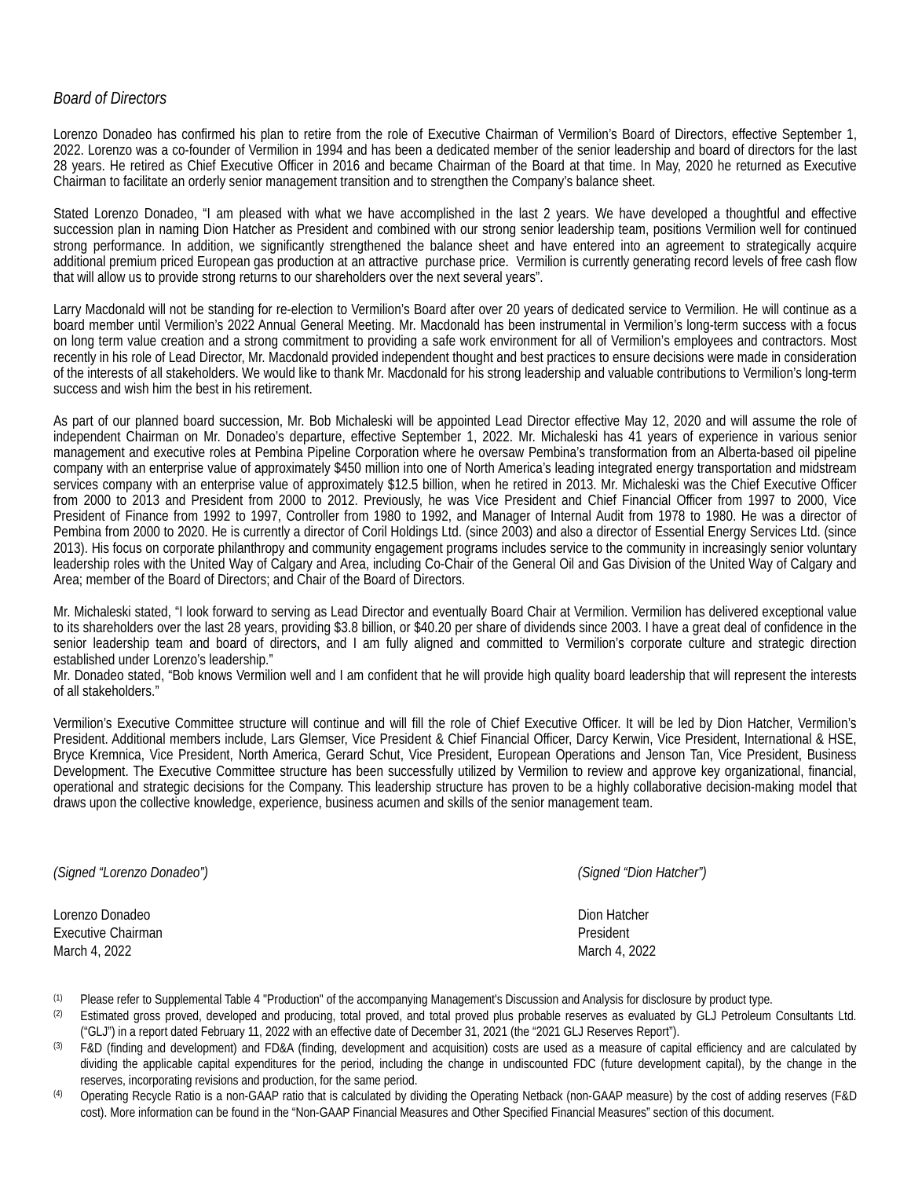*Board of Directors*

Lorenzo Donadeo has confirmed his plan to retire from the role of Executive Chairman of Vermilion's Board of Directors, effective September 1, 2022. Lorenzo was a co-founder of Vermilion in 1994 and has been a dedicated member of the senior leadership and board of directors for the last 28 years. He retired as Chief Executive Officer in 2016 and became Chairman of the Board at that time. In May, 2020 he returned as Executive Chairman to facilitate an orderly senior management transition and to strengthen the Company's balance sheet.

Stated Lorenzo Donadeo, "I am pleased with what we have accomplished in the last 2 years. We have developed a thoughtful and effective succession plan in naming Dion Hatcher as President and combined with our strong senior leadership team, positions Vermilion well for continued strong performance. In addition, we significantly strengthened the balance sheet and have entered into an agreement to strategically acquire additional premium priced European gas production at an attractive purchase price. Vermilion is currently generating record levels of free cash flow that will allow us to provide strong returns to our shareholders over the next several years".

Larry Macdonald will not be standing for re-election to Vermilion's Board after over 20 years of dedicated service to Vermilion. He will continue as a board member until Vermilion's 2022 Annual General Meeting. Mr. Macdonald has been instrumental in Vermilion's long-term success with a focus on long term value creation and a strong commitment to providing a safe work environment for all of Vermilion's employees and contractors. Most recently in his role of Lead Director, Mr. Macdonald provided independent thought and best practices to ensure decisions were made in consideration of the interests of all stakeholders. We would like to thank Mr. Macdonald for his strong leadership and valuable contributions to Vermilion's long-term success and wish him the best in his retirement.

As part of our planned board succession, Mr. Bob Michaleski will be appointed Lead Director effective May 12, 2020 and will assume the role of independent Chairman on Mr. Donadeo's departure, effective September 1, 2022. Mr. Michaleski has 41 years of experience in various senior management and executive roles at Pembina Pipeline Corporation where he oversaw Pembina's transformation from an Alberta-based oil pipeline company with an enterprise value of approximately $450 million into one of North America's leading integrated energy transportation and midstream services company with an enterprise value of approximately $12.5 billion, when he retired in 2013. Mr. Michaleski was the Chief Executive Officer from 2000 to 2013 and President from 2000 to 2012. Previously, he was Vice President and Chief Financial Officer from 1997 to 2000, Vice President of Finance from 1992 to 1997, Controller from 1980 to 1992, and Manager of Internal Audit from 1978 to 1980. He was a director of Pembina from 2000 to 2020. He is currently a director of Coril Holdings Ltd. (since 2003) and also a director of Essential Energy Services Ltd. (since 2013). His focus on corporate philanthropy and community engagement programs includes service to the community in increasingly senior voluntary leadership roles with the United Way of Calgary and Area, including Co-Chair of the General Oil and Gas Division of the United Way of Calgary and Area; member of the Board of Directors; and Chair of the Board of Directors.

Mr. Michaleski stated, "I look forward to serving as Lead Director and eventually Board Chair at Vermilion. Vermilion has delivered exceptional value to its shareholders over the last 28 years, providing $3.8 billion, or $40.20 per share of dividends since 2003. I have a great deal of confidence in the senior leadership team and board of directors, and I am fully aligned and committed to Vermilion's corporate culture and strategic direction established under Lorenzo's leadership."

Mr. Donadeo stated, "Bob knows Vermilion well and I am confident that he will provide high quality board leadership that will represent the interests of all stakeholders."

Vermilion's Executive Committee structure will continue and will fill the role of Chief Executive Officer. It will be led by Dion Hatcher, Vermilion's President. Additional members include, Lars Glemser, Vice President & Chief Financial Officer, Darcy Kerwin, Vice President, International & HSE, Bryce Kremnica, Vice President, North America, Gerard Schut, Vice President, European Operations and Jenson Tan, Vice President, Business Development. The Executive Committee structure has been successfully utilized by Vermilion to review and approve key organizational, financial, operational and strategic decisions for the Company. This leadership structure has proven to be a highly collaborative decision-making model that draws upon the collective knowledge, experience, business acumen and skills of the senior management team.

*(Signed "Lorenzo Donadeo")*

Lorenzo Donadeo
Executive Chairman
March 4, 2022

*(Signed "Dion Hatcher")*

Dion Hatcher
President
March 4, 2022

(1) Please refer to Supplemental Table 4 "Production" of the accompanying Management's Discussion and Analysis for disclosure by product type.

(2) Estimated gross proved, developed and producing, total proved, and total proved plus probable reserves as evaluated by GLJ Petroleum Consultants Ltd. ("GLJ") in a report dated February 11, 2022 with an effective date of December 31, 2021 (the "2021 GLJ Reserves Report").

(3) F&D (finding and development) and FD&A (finding, development and acquisition) costs are used as a measure of capital efficiency and are calculated by dividing the applicable capital expenditures for the period, including the change in undiscounted FDC (future development capital), by the change in the reserves, incorporating revisions and production, for the same period.

(4) Operating Recycle Ratio is a non-GAAP ratio that is calculated by dividing the Operating Netback (non-GAAP measure) by the cost of adding reserves (F&D cost). More information can be found in the "Non-GAAP Financial Measures and Other Specified Financial Measures" section of this document.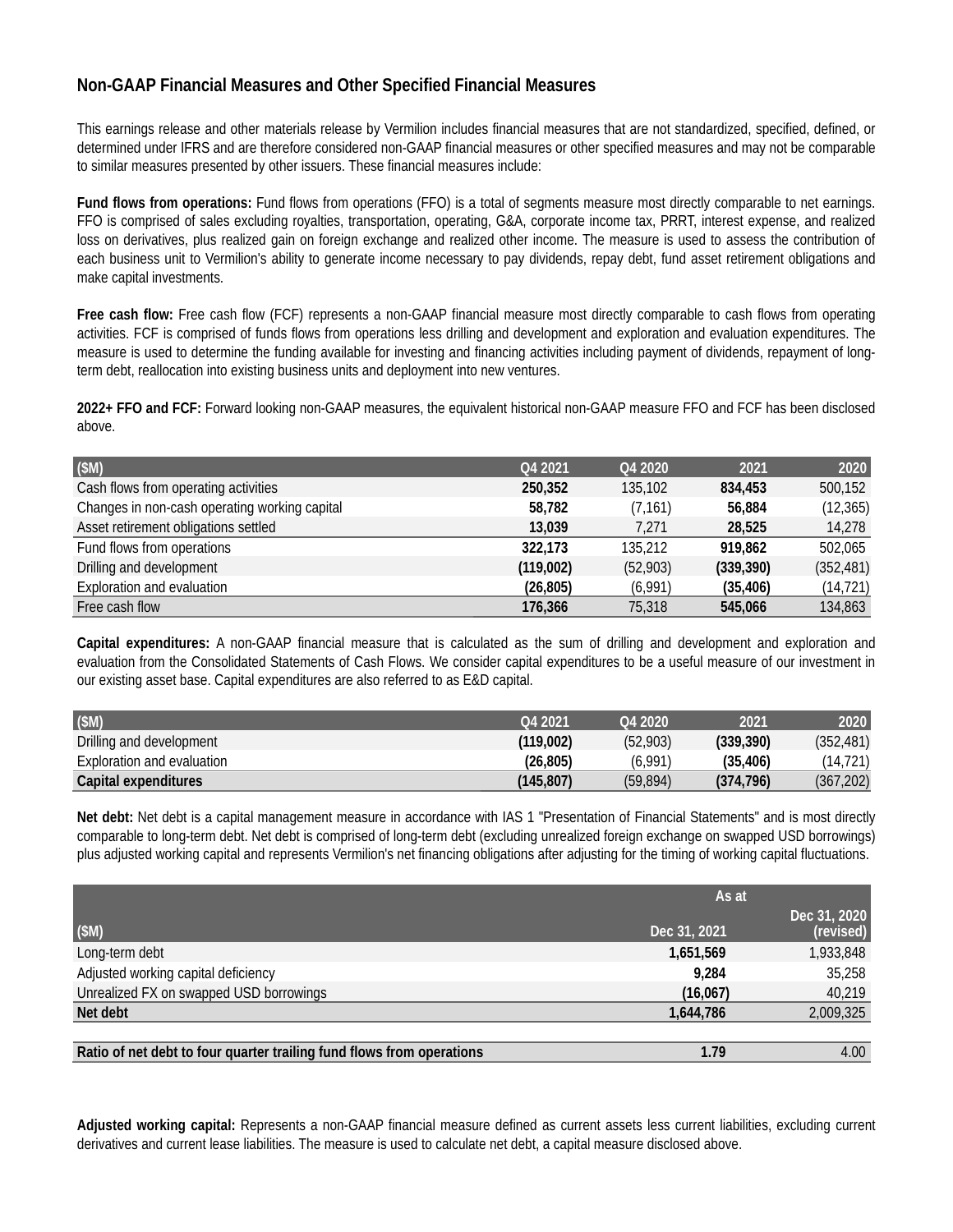## Non-GAAP Financial Measures and Other Specified Financial Measures

This earnings release and other materials release by Vermilion includes financial measures that are not standardized, specified, defined, or determined under IFRS and are therefore considered non-GAAP financial measures or other specified measures and may not be comparable to similar measures presented by other issuers. These financial measures include:

**Fund flows from operations:** Fund flows from operations (FFO) is a total of segments measure most directly comparable to net earnings. FFO is comprised of sales excluding royalties, transportation, operating, G&A, corporate income tax, PRRT, interest expense, and realized loss on derivatives, plus realized gain on foreign exchange and realized other income. The measure is used to assess the contribution of each business unit to Vermilion's ability to generate income necessary to pay dividends, repay debt, fund asset retirement obligations and make capital investments.

**Free cash flow:** Free cash flow (FCF) represents a non-GAAP financial measure most directly comparable to cash flows from operating activities. FCF is comprised of funds flows from operations less drilling and development and exploration and evaluation expenditures. The measure is used to determine the funding available for investing and financing activities including payment of dividends, repayment of long-term debt, reallocation into existing business units and deployment into new ventures.

**2022+ FFO and FCF:** Forward looking non-GAAP measures, the equivalent historical non-GAAP measure FFO and FCF has been disclosed above.

| ($M) | Q4 2021 | Q4 2020 | 2021 | 2020 |
|---|---|---|---|---|
| Cash flows from operating activities | **250,352** | 135,102 | **834,453** | 500,152 |
| Changes in non-cash operating working capital | **58,782** | (7,161) | **56,884** | (12,365) |
| Asset retirement obligations settled | **13,039** | 7,271 | **28,525** | 14,278 |
| Fund flows from operations | **322,173** | 135,212 | **919,862** | 502,065 |
| Drilling and development | **(119,002)** | (52,903) | **(339,390)** | (352,481) |
| Exploration and evaluation | **(26,805)** | (6,991) | **(35,406)** | (14,721) |
| Free cash flow | **176,366** | 75,318 | **545,066** | 134,863 |

**Capital expenditures:** A non-GAAP financial measure that is calculated as the sum of drilling and development and exploration and evaluation from the Consolidated Statements of Cash Flows. We consider capital expenditures to be a useful measure of our investment in our existing asset base. Capital expenditures are also referred to as E&D capital.

| ($M) | Q4 2021 | Q4 2020 | 2021 | 2020 |
|---|---|---|---|---|
| Drilling and development | **(119,002)** | (52,903) | **(339,390)** | (352,481) |
| Exploration and evaluation | **(26,805)** | (6,991) | **(35,406)** | (14,721) |
| **Capital expenditures** | **(145,807)** | (59,894) | **(374,796)** | (367,202) |

**Net debt:** Net debt is a capital management measure in accordance with IAS 1 "Presentation of Financial Statements" and is most directly comparable to long-term debt. Net debt is comprised of long-term debt (excluding unrealized foreign exchange on swapped USD borrowings) plus adjusted working capital and represents Vermilion's net financing obligations after adjusting for the timing of working capital fluctuations.

| | As at | |
|---|---|---|
| ($M) | Dec 31, 2021 | Dec 31, 2020 (revised) |
| Long-term debt | **1,651,569** | 1,933,848 |
| Adjusted working capital deficiency | **9,284** | 35,258 |
| Unrealized FX on swapped USD borrowings | **(16,067)** | 40,219 |
| **Net debt** | **1,644,786** | 2,009,325 |
| | | |
| **Ratio of net debt to four quarter trailing fund flows from operations** | **1.79** | 4.00 |

**Adjusted working capital:** Represents a non-GAAP financial measure defined as current assets less current liabilities, excluding current derivatives and current lease liabilities. The measure is used to calculate net debt, a capital measure disclosed above.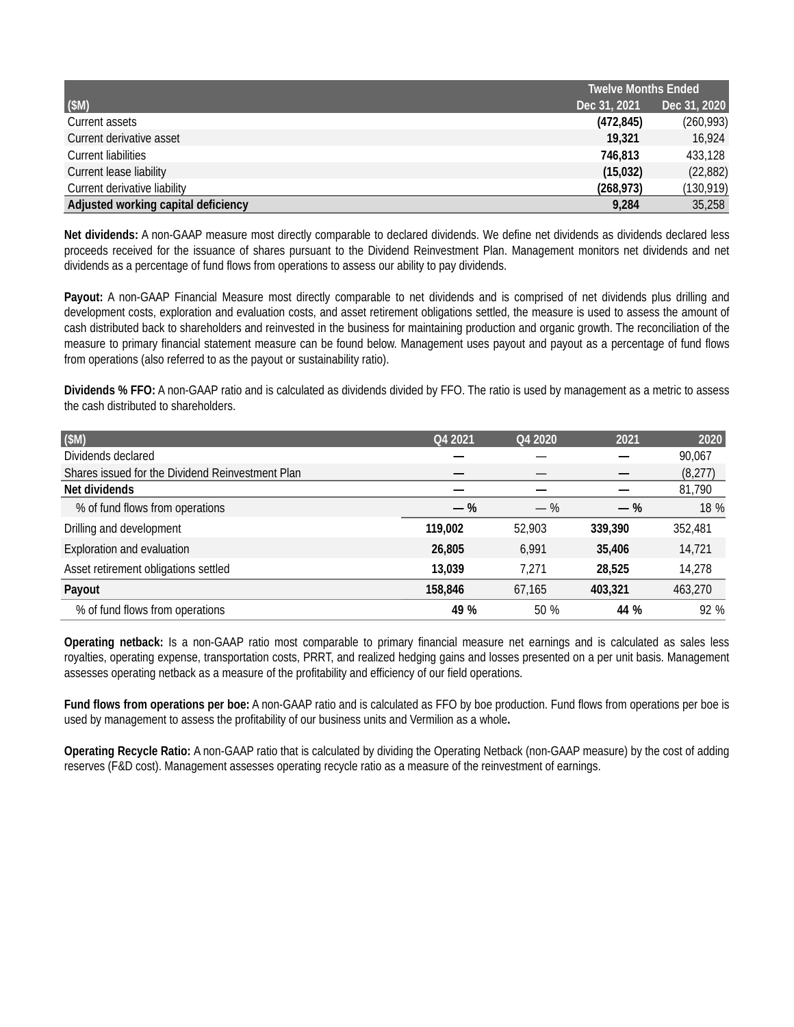| ($M) | Twelve Months Ended Dec 31, 2021 | Dec 31, 2020 |
|---|---|---|
| Current assets | **(472,845)** | (260,993) |
| Current derivative asset | **19,321** | 16,924 |
| Current liabilities | **746,813** | 433,128 |
| Current lease liability | **(15,032)** | (22,882) |
| Current derivative liability | **(268,973)** | (130,919) |
| **Adjusted working capital deficiency** | **9,284** | 35,258 |

**Net dividends:** A non-GAAP measure most directly comparable to declared dividends. We define net dividends as dividends declared less proceeds received for the issuance of shares pursuant to the Dividend Reinvestment Plan. Management monitors net dividends and net dividends as a percentage of fund flows from operations to assess our ability to pay dividends.

**Payout:** A non-GAAP Financial Measure most directly comparable to net dividends and is comprised of net dividends plus drilling and development costs, exploration and evaluation costs, and asset retirement obligations settled, the measure is used to assess the amount of cash distributed back to shareholders and reinvested in the business for maintaining production and organic growth. The reconciliation of the measure to primary financial statement measure can be found below. Management uses payout and payout as a percentage of fund flows from operations (also referred to as the payout or sustainability ratio).

**Dividends % FFO:** A non-GAAP ratio and is calculated as dividends divided by FFO. The ratio is used by management as a metric to assess the cash distributed to shareholders.

| ($M) | Q4 2021 | Q4 2020 | 2021 | 2020 |
|---|---|---|---|---|
| Dividends declared | **—** | — | **—** | 90,067 |
| Shares issued for the Dividend Reinvestment Plan | **—** | — | **—** | (8,277) |
| **Net dividends** | **—** | **—** | **—** | 81,790 |
| % of fund flows from operations | **— %** | — % | **— %** | 18 % |
| Drilling and development | **119,002** | 52,903 | **339,390** | 352,481 |
| Exploration and evaluation | **26,805** | 6,991 | **35,406** | 14,721 |
| Asset retirement obligations settled | **13,039** | 7,271 | **28,525** | 14,278 |
| **Payout** | **158,846** | 67,165 | **403,321** | 463,270 |
| % of fund flows from operations | **49 %** | 50 % | **44 %** | 92 % |

**Operating netback:** Is a non-GAAP ratio most comparable to primary financial measure net earnings and is calculated as sales less royalties, operating expense, transportation costs, PRRT, and realized hedging gains and losses presented on a per unit basis. Management assesses operating netback as a measure of the profitability and efficiency of our field operations.

**Fund flows from operations per boe:** A non-GAAP ratio and is calculated as FFO by boe production. Fund flows from operations per boe is used by management to assess the profitability of our business units and Vermilion as a whole**.**

**Operating Recycle Ratio:** A non-GAAP ratio that is calculated by dividing the Operating Netback (non-GAAP measure) by the cost of adding reserves (F&D cost). Management assesses operating recycle ratio as a measure of the reinvestment of earnings.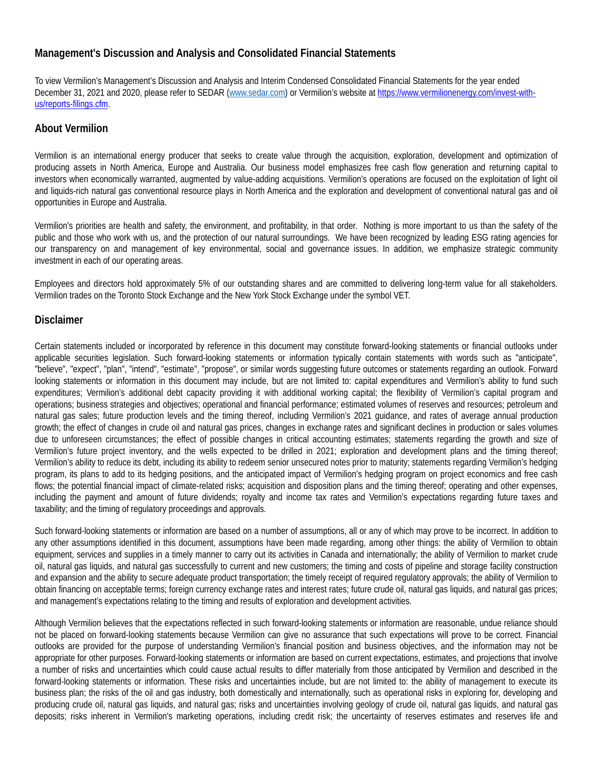## Management's Discussion and Analysis and Consolidated Financial Statements

To view Vermilion's Management's Discussion and Analysis and Interim Condensed Consolidated Financial Statements for the year ended December 31, 2021 and 2020, please refer to SEDAR ([www.sedar.com](www.sedar.com)) or Vermilion's website at [https://www.vermilionenergy.com/invest-with-us/reports-filings.cfm](https://www.vermilionenergy.com/invest-with-us/reports-filings.cfm).

## About Vermilion

Vermilion is an international energy producer that seeks to create value through the acquisition, exploration, development and optimization of producing assets in North America, Europe and Australia. Our business model emphasizes free cash flow generation and returning capital to investors when economically warranted, augmented by value-adding acquisitions. Vermilion's operations are focused on the exploitation of light oil and liquids-rich natural gas conventional resource plays in North America and the exploration and development of conventional natural gas and oil opportunities in Europe and Australia.

Vermilion's priorities are health and safety, the environment, and profitability, in that order. Nothing is more important to us than the safety of the public and those who work with us, and the protection of our natural surroundings. We have been recognized by leading ESG rating agencies for our transparency on and management of key environmental, social and governance issues. In addition, we emphasize strategic community investment in each of our operating areas.

Employees and directors hold approximately 5% of our outstanding shares and are committed to delivering long-term value for all stakeholders. Vermilion trades on the Toronto Stock Exchange and the New York Stock Exchange under the symbol VET.

## Disclaimer

Certain statements included or incorporated by reference in this document may constitute forward-looking statements or financial outlooks under applicable securities legislation. Such forward-looking statements or information typically contain statements with words such as "anticipate", "believe", "expect", "plan", "intend", "estimate", "propose", or similar words suggesting future outcomes or statements regarding an outlook. Forward looking statements or information in this document may include, but are not limited to: capital expenditures and Vermilion's ability to fund such expenditures; Vermilion's additional debt capacity providing it with additional working capital; the flexibility of Vermilion's capital program and operations; business strategies and objectives; operational and financial performance; estimated volumes of reserves and resources; petroleum and natural gas sales; future production levels and the timing thereof, including Vermilion's 2021 guidance, and rates of average annual production growth; the effect of changes in crude oil and natural gas prices, changes in exchange rates and significant declines in production or sales volumes due to unforeseen circumstances; the effect of possible changes in critical accounting estimates; statements regarding the growth and size of Vermilion's future project inventory, and the wells expected to be drilled in 2021; exploration and development plans and the timing thereof; Vermilion's ability to reduce its debt, including its ability to redeem senior unsecured notes prior to maturity; statements regarding Vermilion's hedging program, its plans to add to its hedging positions, and the anticipated impact of Vermilion's hedging program on project economics and free cash flows; the potential financial impact of climate-related risks; acquisition and disposition plans and the timing thereof; operating and other expenses, including the payment and amount of future dividends; royalty and income tax rates and Vermilion's expectations regarding future taxes and taxability; and the timing of regulatory proceedings and approvals.

Such forward-looking statements or information are based on a number of assumptions, all or any of which may prove to be incorrect. In addition to any other assumptions identified in this document, assumptions have been made regarding, among other things: the ability of Vermilion to obtain equipment, services and supplies in a timely manner to carry out its activities in Canada and internationally; the ability of Vermilion to market crude oil, natural gas liquids, and natural gas successfully to current and new customers; the timing and costs of pipeline and storage facility construction and expansion and the ability to secure adequate product transportation; the timely receipt of required regulatory approvals; the ability of Vermilion to obtain financing on acceptable terms; foreign currency exchange rates and interest rates; future crude oil, natural gas liquids, and natural gas prices; and management's expectations relating to the timing and results of exploration and development activities.

Although Vermilion believes that the expectations reflected in such forward-looking statements or information are reasonable, undue reliance should not be placed on forward-looking statements because Vermilion can give no assurance that such expectations will prove to be correct. Financial outlooks are provided for the purpose of understanding Vermilion's financial position and business objectives, and the information may not be appropriate for other purposes. Forward-looking statements or information are based on current expectations, estimates, and projections that involve a number of risks and uncertainties which could cause actual results to differ materially from those anticipated by Vermilion and described in the forward-looking statements or information. These risks and uncertainties include, but are not limited to: the ability of management to execute its business plan; the risks of the oil and gas industry, both domestically and internationally, such as operational risks in exploring for, developing and producing crude oil, natural gas liquids, and natural gas; risks and uncertainties involving geology of crude oil, natural gas liquids, and natural gas deposits; risks inherent in Vermilion's marketing operations, including credit risk; the uncertainty of reserves estimates and reserves life and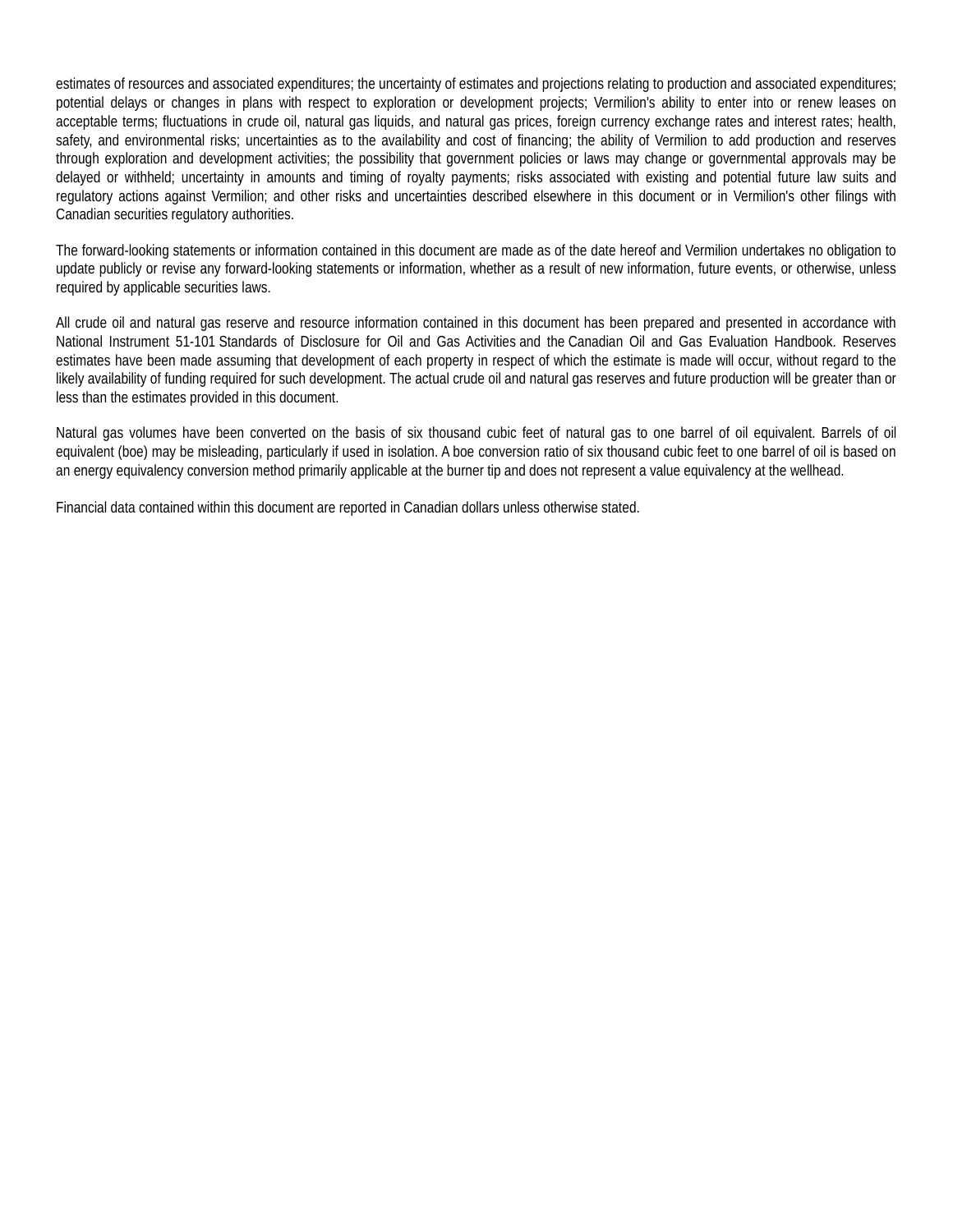estimates of resources and associated expenditures; the uncertainty of estimates and projections relating to production and associated expenditures; potential delays or changes in plans with respect to exploration or development projects; Vermilion's ability to enter into or renew leases on acceptable terms; fluctuations in crude oil, natural gas liquids, and natural gas prices, foreign currency exchange rates and interest rates; health, safety, and environmental risks; uncertainties as to the availability and cost of financing; the ability of Vermilion to add production and reserves through exploration and development activities; the possibility that government policies or laws may change or governmental approvals may be delayed or withheld; uncertainty in amounts and timing of royalty payments; risks associated with existing and potential future law suits and regulatory actions against Vermilion; and other risks and uncertainties described elsewhere in this document or in Vermilion's other filings with Canadian securities regulatory authorities.

The forward-looking statements or information contained in this document are made as of the date hereof and Vermilion undertakes no obligation to update publicly or revise any forward-looking statements or information, whether as a result of new information, future events, or otherwise, unless required by applicable securities laws.

All crude oil and natural gas reserve and resource information contained in this document has been prepared and presented in accordance with National Instrument 51-101 Standards of Disclosure for Oil and Gas Activities and the Canadian Oil and Gas Evaluation Handbook. Reserves estimates have been made assuming that development of each property in respect of which the estimate is made will occur, without regard to the likely availability of funding required for such development. The actual crude oil and natural gas reserves and future production will be greater than or less than the estimates provided in this document.

Natural gas volumes have been converted on the basis of six thousand cubic feet of natural gas to one barrel of oil equivalent. Barrels of oil equivalent (boe) may be misleading, particularly if used in isolation. A boe conversion ratio of six thousand cubic feet to one barrel of oil is based on an energy equivalency conversion method primarily applicable at the burner tip and does not represent a value equivalency at the wellhead.

Financial data contained within this document are reported in Canadian dollars unless otherwise stated.